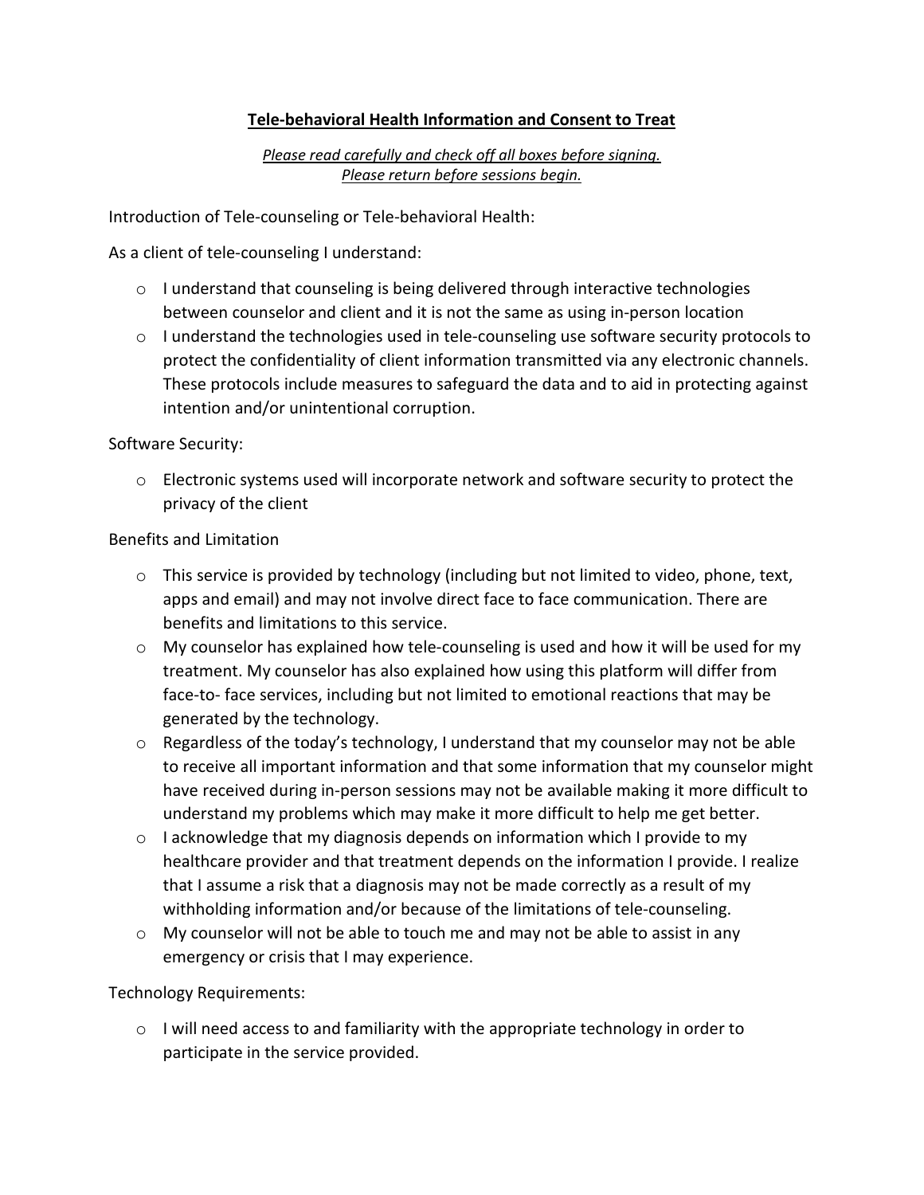# **Tele-behavioral Health Information and Consent to Treat**

*Please read carefully and check off all boxes before signing.*
*Please return before sessions begin.*

Introduction of Tele-counseling or Tele-behavioral Health:

As a client of tele-counseling I understand:

- I understand that counseling is being delivered through interactive technologies between counselor and client and it is not the same as using in-person location
- I understand the technologies used in tele-counseling use software security protocols to protect the confidentiality of client information transmitted via any electronic channels. These protocols include measures to safeguard the data and to aid in protecting against intention and/or unintentional corruption.

Software Security:

- Electronic systems used will incorporate network and software security to protect the privacy of the client

Benefits and Limitation

- This service is provided by technology (including but not limited to video, phone, text, apps and email) and may not involve direct face to face communication. There are benefits and limitations to this service.
- My counselor has explained how tele-counseling is used and how it will be used for my treatment. My counselor has also explained how using this platform will differ from face-to- face services, including but not limited to emotional reactions that may be generated by the technology.
- Regardless of the today's technology, I understand that my counselor may not be able to receive all important information and that some information that my counselor might have received during in-person sessions may not be available making it more difficult to understand my problems which may make it more difficult to help me get better.
- I acknowledge that my diagnosis depends on information which I provide to my healthcare provider and that treatment depends on the information I provide. I realize that I assume a risk that a diagnosis may not be made correctly as a result of my withholding information and/or because of the limitations of tele-counseling.
- My counselor will not be able to touch me and may not be able to assist in any emergency or crisis that I may experience.

Technology Requirements:

- I will need access to and familiarity with the appropriate technology in order to participate in the service provided.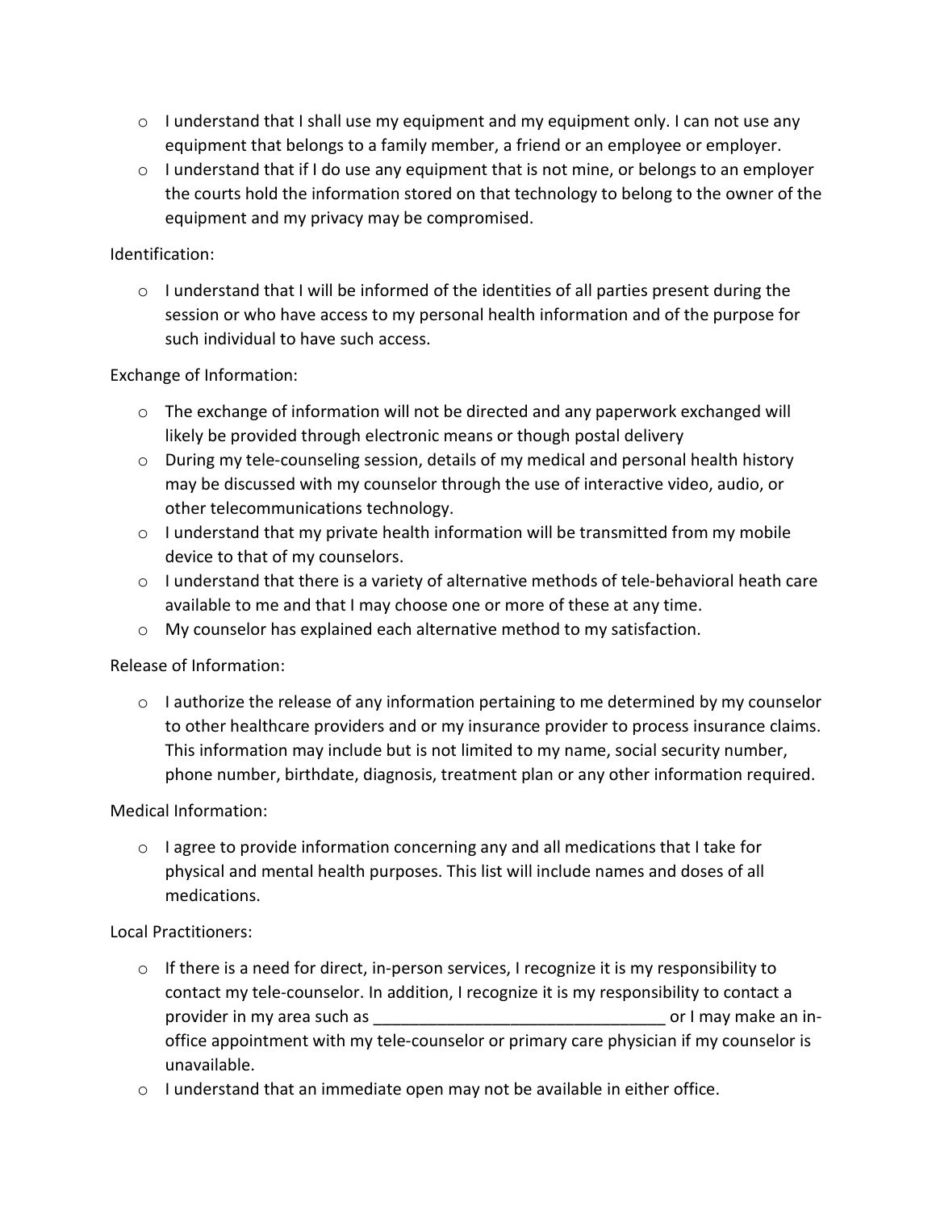- I understand that I shall use my equipment and my equipment only. I can not use any equipment that belongs to a family member, a friend or an employee or employer.
- I understand that if I do use any equipment that is not mine, or belongs to an employer the courts hold the information stored on that technology to belong to the owner of the equipment and my privacy may be compromised.

Identification:

- I understand that I will be informed of the identities of all parties present during the session or who have access to my personal health information and of the purpose for such individual to have such access.

Exchange of Information:

- The exchange of information will not be directed and any paperwork exchanged will likely be provided through electronic means or though postal delivery
- During my tele-counseling session, details of my medical and personal health history may be discussed with my counselor through the use of interactive video, audio, or other telecommunications technology.
- I understand that my private health information will be transmitted from my mobile device to that of my counselors.
- I understand that there is a variety of alternative methods of tele-behavioral heath care available to me and that I may choose one or more of these at any time.
- My counselor has explained each alternative method to my satisfaction.

Release of Information:

- I authorize the release of any information pertaining to me determined by my counselor to other healthcare providers and or my insurance provider to process insurance claims. This information may include but is not limited to my name, social security number, phone number, birthdate, diagnosis, treatment plan or any other information required.

Medical Information:

- I agree to provide information concerning any and all medications that I take for physical and mental health purposes. This list will include names and doses of all medications.

Local Practitioners:

- If there is a need for direct, in-person services, I recognize it is my responsibility to contact my tele-counselor. In addition, I recognize it is my responsibility to contact a provider in my area such as ________________________________ or I may make an in-office appointment with my tele-counselor or primary care physician if my counselor is unavailable.
- I understand that an immediate open may not be available in either office.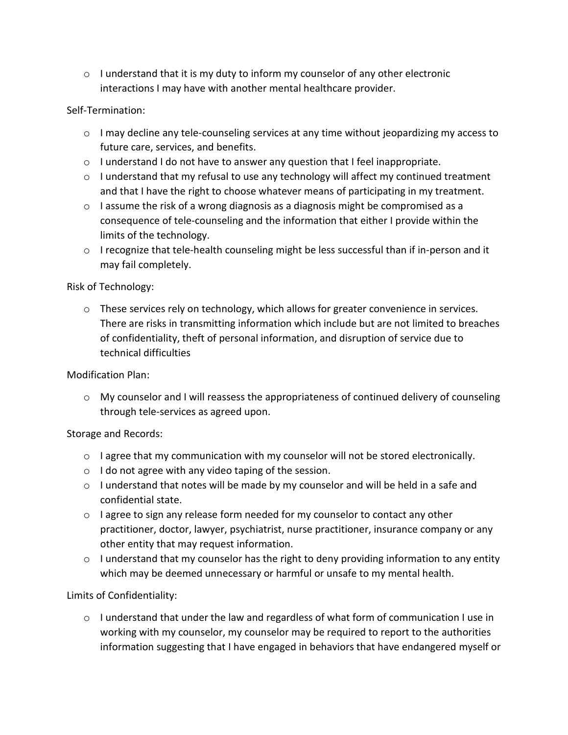- I understand that it is my duty to inform my counselor of any other electronic interactions I may have with another mental healthcare provider.

Self-Termination:

- I may decline any tele-counseling services at any time without jeopardizing my access to future care, services, and benefits.
- I understand I do not have to answer any question that I feel inappropriate.
- I understand that my refusal to use any technology will affect my continued treatment and that I have the right to choose whatever means of participating in my treatment.
- I assume the risk of a wrong diagnosis as a diagnosis might be compromised as a consequence of tele-counseling and the information that either I provide within the limits of the technology.
- I recognize that tele-health counseling might be less successful than if in-person and it may fail completely.

Risk of Technology:

- These services rely on technology, which allows for greater convenience in services. There are risks in transmitting information which include but are not limited to breaches of confidentiality, theft of personal information, and disruption of service due to technical difficulties

Modification Plan:

- My counselor and I will reassess the appropriateness of continued delivery of counseling through tele-services as agreed upon.

Storage and Records:

- I agree that my communication with my counselor will not be stored electronically.
- I do not agree with any video taping of the session.
- I understand that notes will be made by my counselor and will be held in a safe and confidential state.
- I agree to sign any release form needed for my counselor to contact any other practitioner, doctor, lawyer, psychiatrist, nurse practitioner, insurance company or any other entity that may request information.
- I understand that my counselor has the right to deny providing information to any entity which may be deemed unnecessary or harmful or unsafe to my mental health.

Limits of Confidentiality:

- I understand that under the law and regardless of what form of communication I use in working with my counselor, my counselor may be required to report to the authorities information suggesting that I have engaged in behaviors that have endangered myself or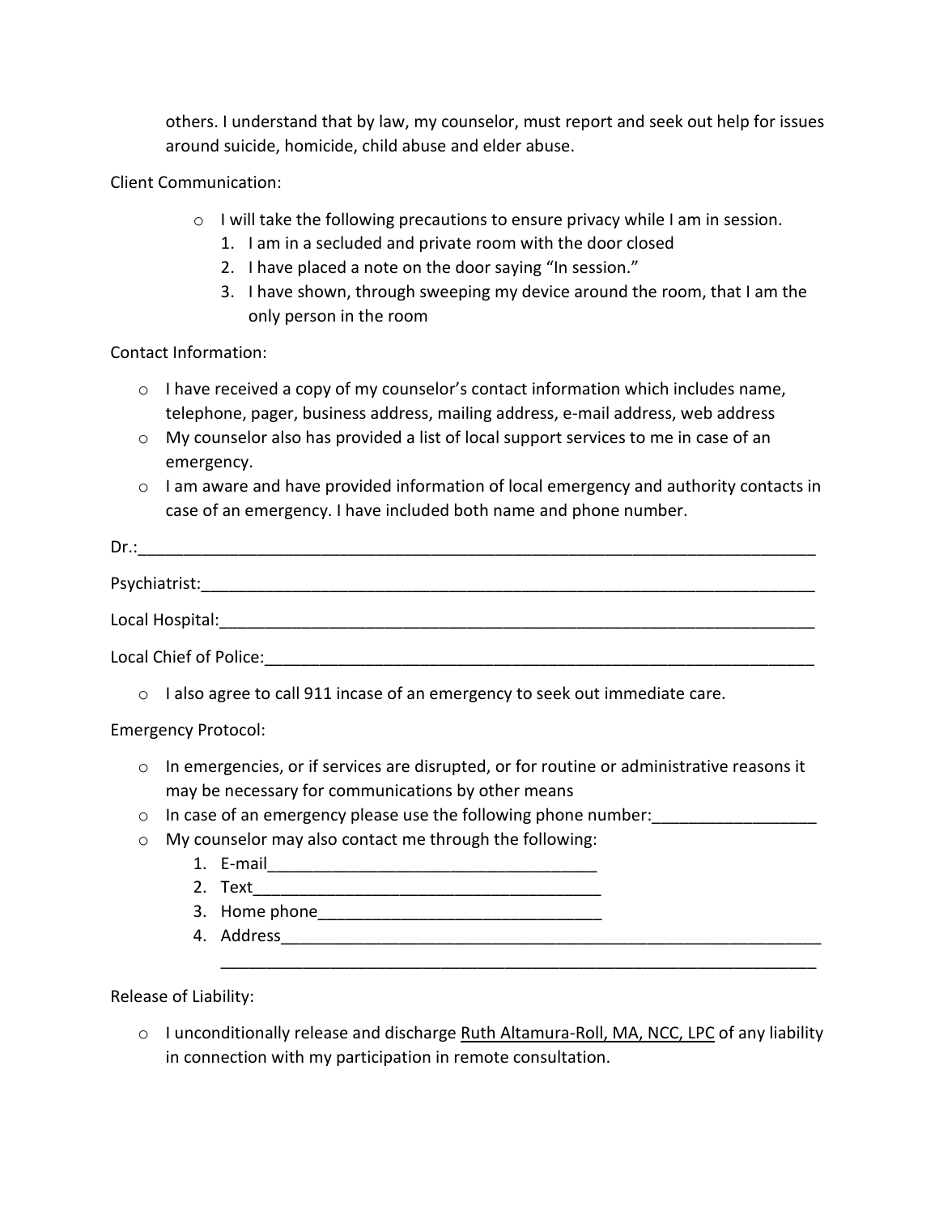others. I understand that by law, my counselor, must report and seek out help for issues around suicide, homicide, child abuse and elder abuse.

Client Communication:

- I will take the following precautions to ensure privacy while I am in session.
  1. I am in a secluded and private room with the door closed
  2. I have placed a note on the door saying "In session."
  3. I have shown, through sweeping my device around the room, that I am the only person in the room

Contact Information:

- I have received a copy of my counselor's contact information which includes name, telephone, pager, business address, mailing address, e-mail address, web address
- My counselor also has provided a list of local support services to me in case of an emergency.
- I am aware and have provided information of local emergency and authority contacts in case of an emergency. I have included both name and phone number.

Dr.:_______________________________________________________________________________

Psychiatrist:_______________________________________________________________________

Local Hospital:_____________________________________________________________________

Local Chief of Police:_______________________________________________________________

- I also agree to call 911 incase of an emergency to seek out immediate care.

Emergency Protocol:

- In emergencies, or if services are disrupted, or for routine or administrative reasons it may be necessary for communications by other means
- In case of an emergency please use the following phone number:__________________
- My counselor may also contact me through the following:
  1. E-mail_____________________________________
  2. Text_______________________________________
  3. Home phone_______________________________
  4. Address____________________________________________________________
     ___________________________________________________________________

Release of Liability:

- I unconditionally release and discharge Ruth Altamura-Roll, MA, NCC, LPC of any liability in connection with my participation in remote consultation.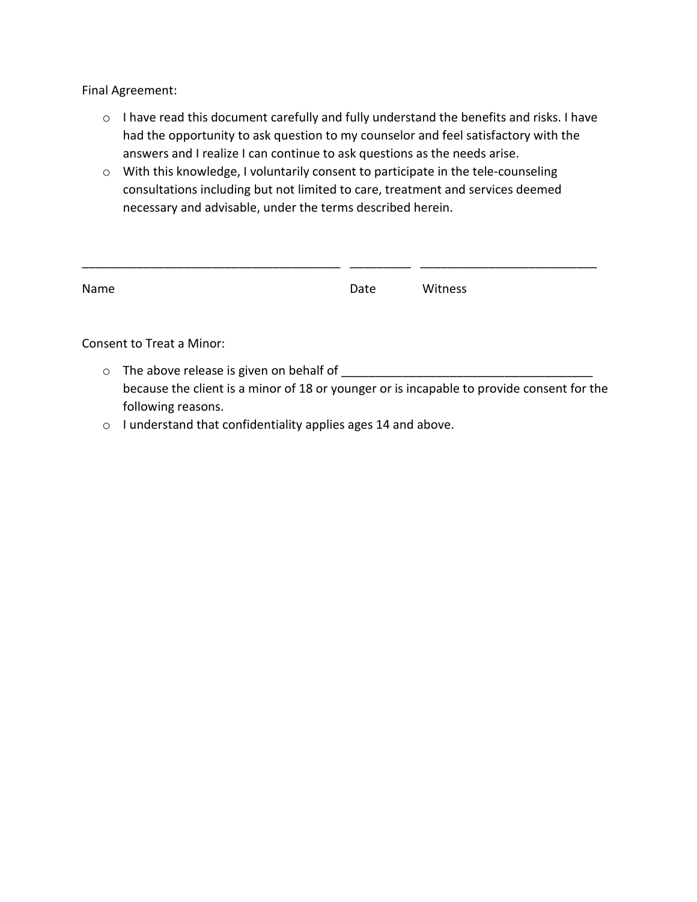Final Agreement:

- I have read this document carefully and fully understand the benefits and risks. I have had the opportunity to ask question to my counselor and feel satisfactory with the answers and I realize I can continue to ask questions as the needs arise.
- With this knowledge, I voluntarily consent to participate in the tele-counseling consultations including but not limited to care, treatment and services deemed necessary and advisable, under the terms described herein.

_____________________________________ _________ __________________________

Name Date Witness

Consent to Treat a Minor:

- The above release is given on behalf of ____________________________________ because the client is a minor of 18 or younger or is incapable to provide consent for the following reasons.
- I understand that confidentiality applies ages 14 and above.